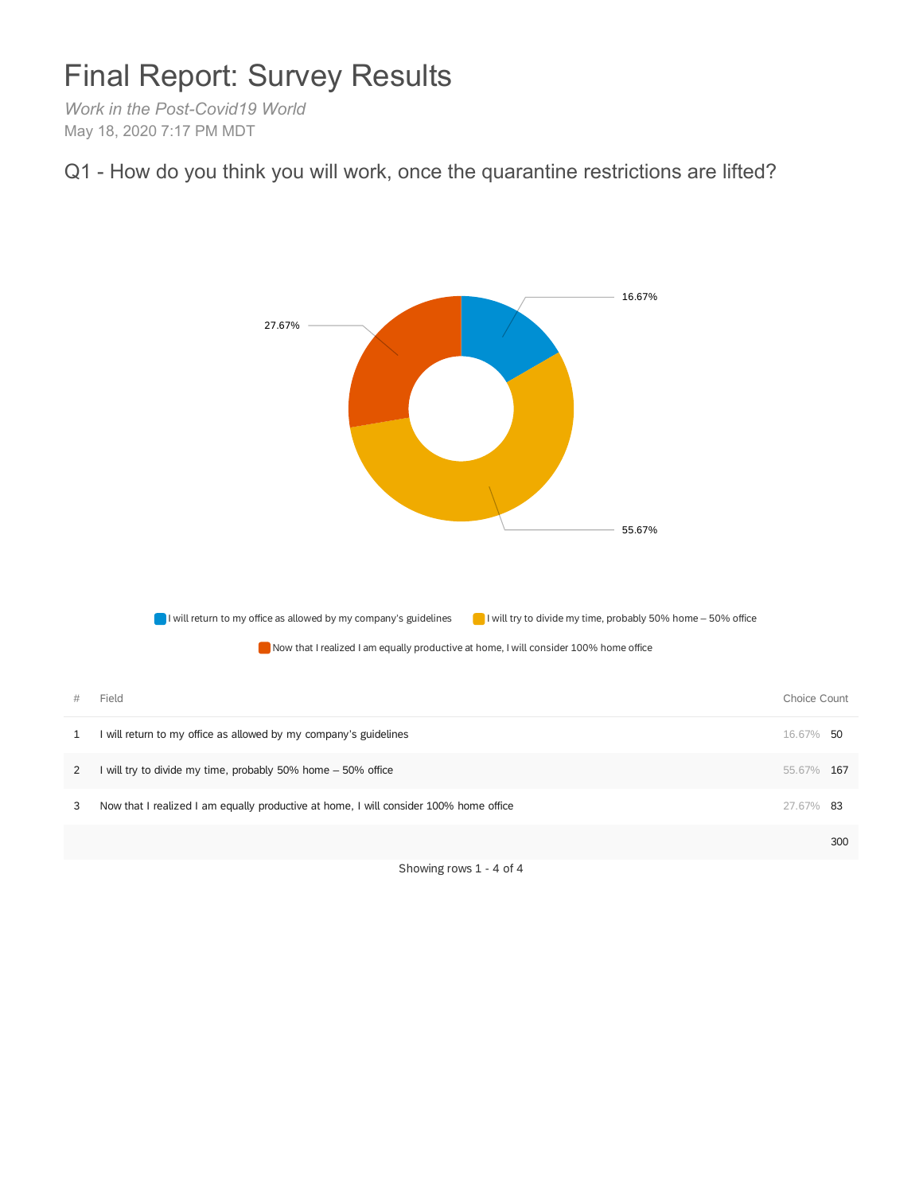# Final Report: Survey Results

*Work in the Post-Covid19 World*

May 18, 2020 7:17 PM MDT

## Q1 - How do you think you will work, once the quarantine restrictions are lifted?

16.67%

27.67%

55.67%

I will return to my office as allowed by my company's guidelines | I will try to divide my time, probably 50% home – 50% office | Now that I realized I am equally productive at home, I will consider 100% home office

| # | Field | Choice Count | |
|---|---|---|---|
| 1 | I will return to my office as allowed by my company's guidelines | 16.67% | 50 |
| 2 | I will try to divide my time, probably 50% home – 50% office | 55.67% | 167 |
| 3 | Now that I realized I am equally productive at home, I will consider 100% home office | 27.67% | 83 |
| | | | 300 |

Showing rows 1 - 4 of 4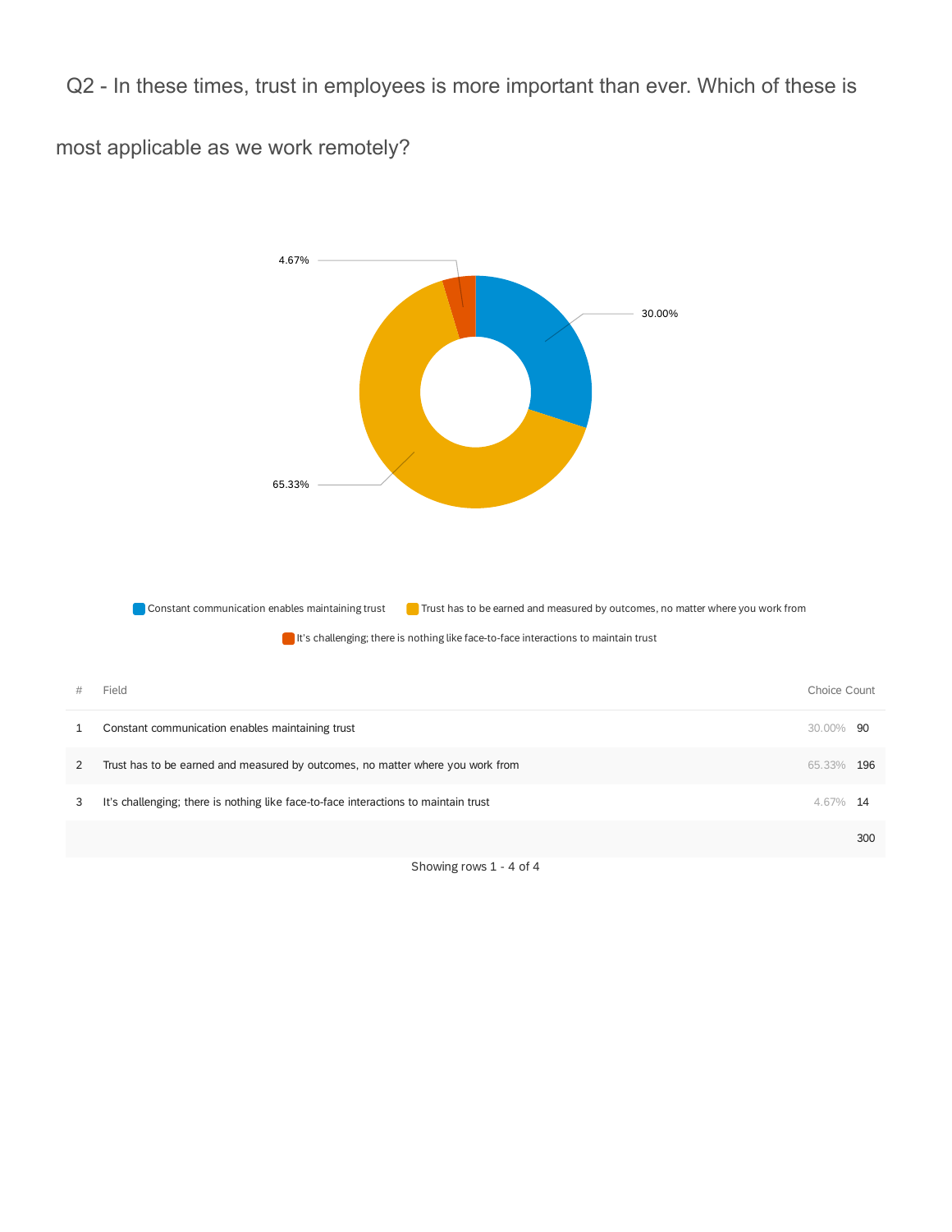## Q2 - In these times, trust in employees is more important than ever. Which of these is most applicable as we work remotely?

4.67%

30.00%

65.33%

Constant communication enables maintaining trust | Trust has to be earned and measured by outcomes, no matter where you work from | It's challenging; there is nothing like face-to-face interactions to maintain trust

| # | Field | Choice Count | |
|---|---|---|---|
| 1 | Constant communication enables maintaining trust | 30.00% | 90 |
| 2 | Trust has to be earned and measured by outcomes, no matter where you work from | 65.33% | 196 |
| 3 | It's challenging; there is nothing like face-to-face interactions to maintain trust | 4.67% | 14 |
| | | | 300 |

Showing rows 1 - 4 of 4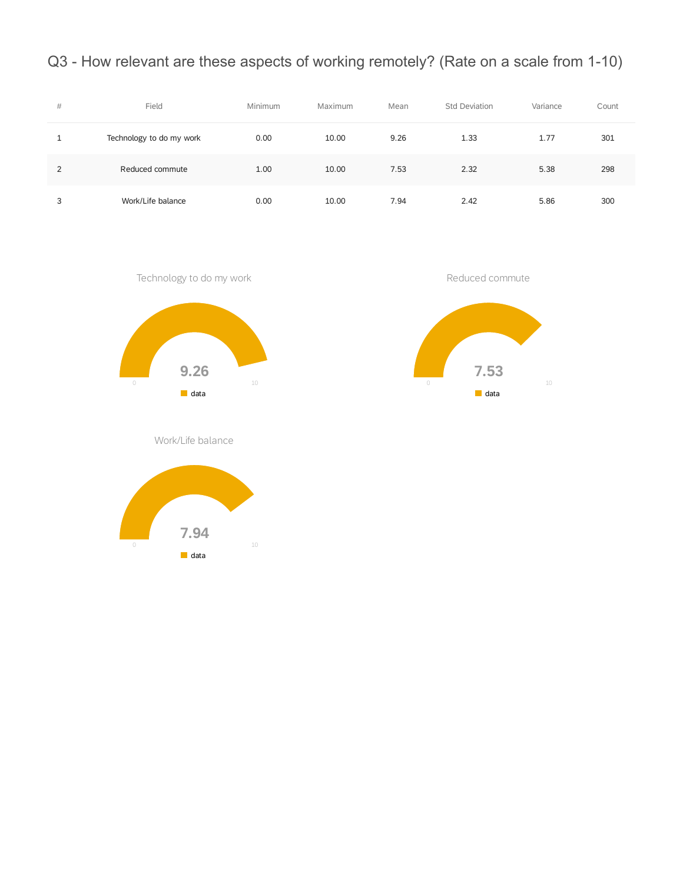# Q3 - How relevant are these aspects of working remotely? (Rate on a scale from 1-10)

| # | Field | Minimum | Maximum | Mean | Std Deviation | Variance | Count |
|---|---|---|---|---|---|---|---|
| 1 | Technology to do my work | 0.00 | 10.00 | 9.26 | 1.33 | 1.77 | 301 |
| 2 | Reduced commute | 1.00 | 10.00 | 7.53 | 2.32 | 5.38 | 298 |
| 3 | Work/Life balance | 0.00 | 10.00 | 7.94 | 2.42 | 5.86 | 300 |

Technology to do my work

9.26

0 10

data

Reduced commute

7.53

0 10

data

Work/Life balance

7.94

0 10

data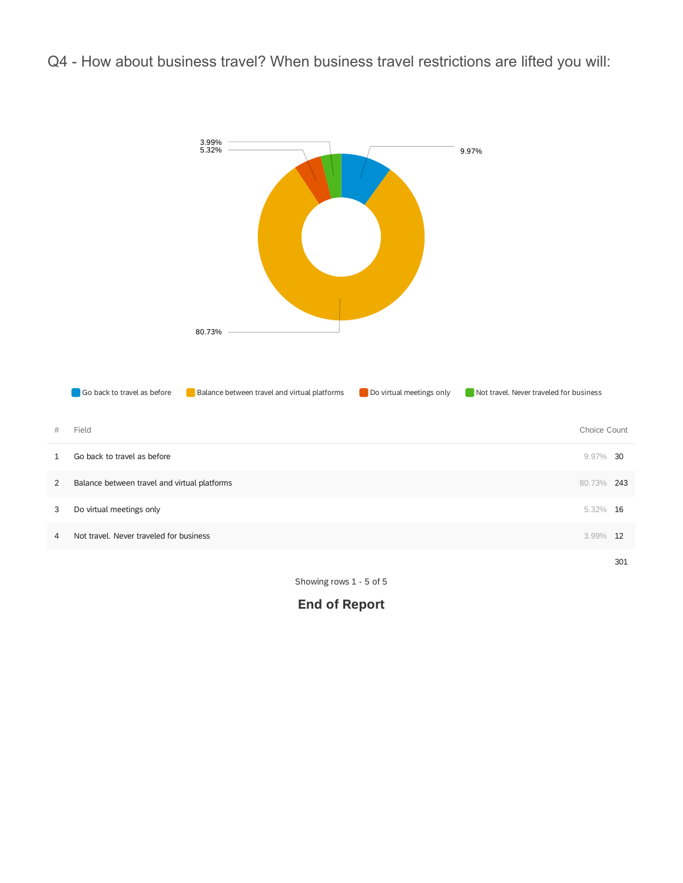## Q4 - How about business travel? When business travel restrictions are lifted you will:

3.99%
5.32%
9.97%
80.73%

Go back to travel as before
Balance between travel and virtual platforms
Do virtual meetings only
Not travel. Never traveled for business

| # | Field | Choice Count | |
|---|---|---|---|
| 1 | Go back to travel as before | 9.97% | 30 |
| 2 | Balance between travel and virtual platforms | 80.73% | 243 |
| 3 | Do virtual meetings only | 5.32% | 16 |
| 4 | Not travel. Never traveled for business | 3.99% | 12 |
| | | | 301 |

Showing rows 1 - 5 of 5

**End of Report**